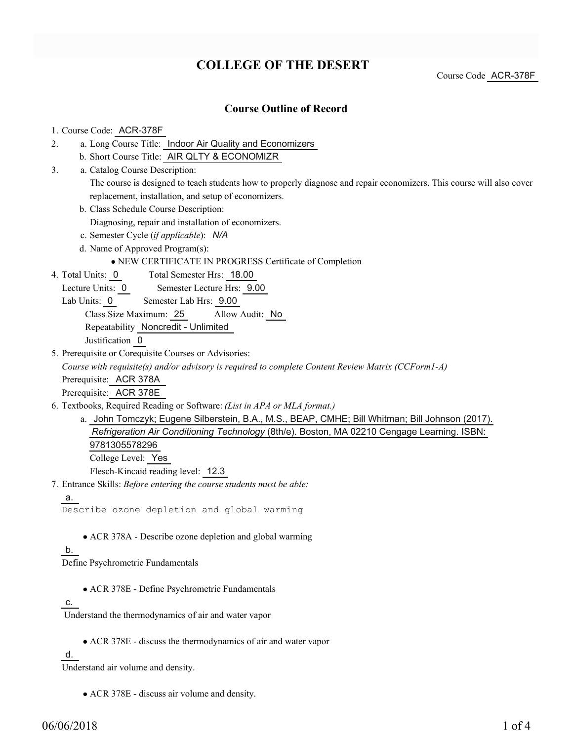# COLLEGE OF THE DESERT

Course Code ACR-378F

## Course Outline of Record

1. Course Code: ACR-378F
2. a. Long Course Title: Indoor Air Quality and Economizers
   b. Short Course Title: AIR QLTY & ECONOMIZR
3. a. Catalog Course Description:
   The course is designed to teach students how to properly diagnose and repair economizers. This course will also cover replacement, installation, and setup of economizers.
   b. Class Schedule Course Description:
   Diagnosing, repair and installation of economizers.
   c. Semester Cycle (*if applicable*): *N/A*
   d. Name of Approved Program(s):
      - NEW CERTIFICATE IN PROGRESS Certificate of Completion
4. Total Units: 0 Total Semester Hrs: 18.00
   Lecture Units: 0 Semester Lecture Hrs: 9.00
   Lab Units: 0 Semester Lab Hrs: 9.00
   Class Size Maximum: 25 Allow Audit: No
   Repeatability Noncredit - Unlimited
   Justification 0
5. Prerequisite or Corequisite Courses or Advisories:
   *Course with requisite(s) and/or advisory is required to complete Content Review Matrix (CCForm1-A)*
   Prerequisite: ACR 378A
   Prerequisite: ACR 378E
6. Textbooks, Required Reading or Software: *(List in APA or MLA format.)*
   a. John Tomczyk; Eugene Silberstein, B.A., M.S., BEAP, CMHE; Bill Whitman; Bill Johnson (2017). *Refrigeration Air Conditioning Technology* (8th/e). Boston, MA 02210 Cengage Learning. ISBN: 9781305578296
   College Level: Yes
   Flesch-Kincaid reading level: 12.3
7. Entrance Skills: *Before entering the course students must be able:*

   a.
   ```
   Describe ozone depletion and global warming
   ```
   - ACR 378A - Describe ozone depletion and global warming

   b.
   Define Psychrometric Fundamentals
   - ACR 378E - Define Psychrometric Fundamentals

   c.
   Understand the thermodynamics of air and water vapor
   - ACR 378E - discuss the thermodynamics of air and water vapor

   d.
   Understand air volume and density.
   - ACR 378E - discuss air volume and density.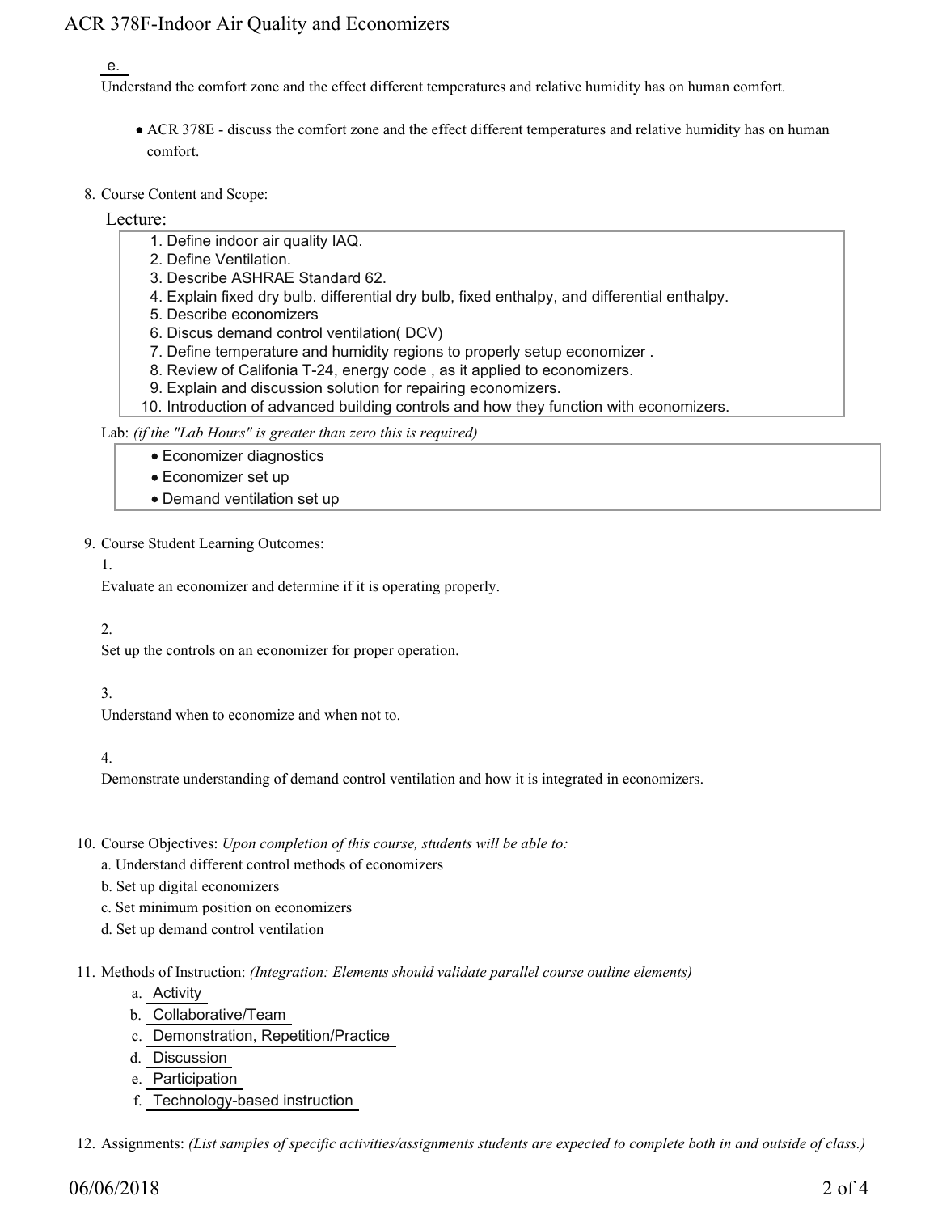e.

Understand the comfort zone and the effect different temperatures and relative humidity has on human comfort.

- ACR 378E - discuss the comfort zone and the effect different temperatures and relative humidity has on human comfort.

8. Course Content and Scope:

Lecture:

1. Define indoor air quality IAQ.
2. Define Ventilation.
3. Describe ASHRAE Standard 62.
4. Explain fixed dry bulb. differential dry bulb, fixed enthalpy, and differential enthalpy.
5. Describe economizers
6. Discus demand control ventilation( DCV)
7. Define temperature and humidity regions to properly setup economizer .
8. Review of Califonia T-24, energy code , as it applied to economizers.
9. Explain and discussion solution for repairing economizers.
10. Introduction of advanced building controls and how they function with economizers.

Lab: *(if the "Lab Hours" is greater than zero this is required)*

- Economizer diagnostics
- Economizer set up
- Demand ventilation set up

9. Course Student Learning Outcomes:

1.

Evaluate an economizer and determine if it is operating properly.

2.

Set up the controls on an economizer for proper operation.

3.

Understand when to economize and when not to.

4.

Demonstrate understanding of demand control ventilation and how it is integrated in economizers.

10. Course Objectives: *Upon completion of this course, students will be able to:*

a. Understand different control methods of economizers
b. Set up digital economizers
c. Set minimum position on economizers
d. Set up demand control ventilation

11. Methods of Instruction: *(Integration: Elements should validate parallel course outline elements)*

a. Activity
b. Collaborative/Team
c. Demonstration, Repetition/Practice
d. Discussion
e. Participation
f. Technology-based instruction

12. Assignments: *(List samples of specific activities/assignments students are expected to complete both in and outside of class.)*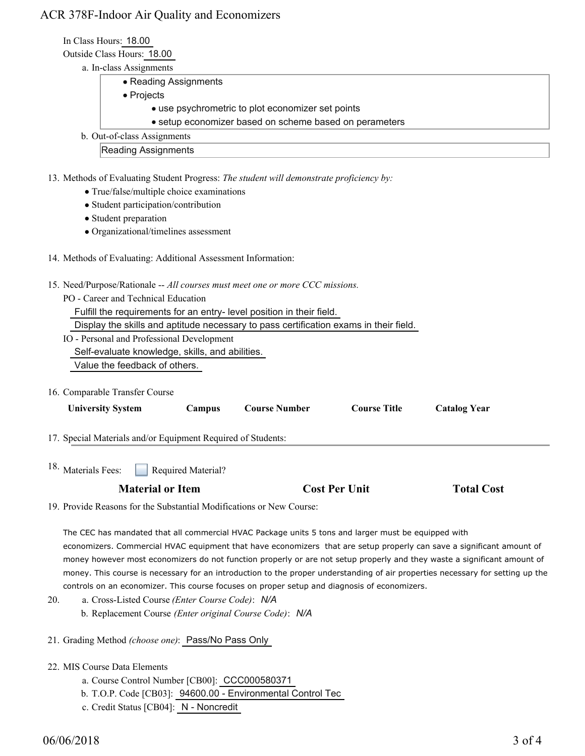In Class Hours: 18.00

Outside Class Hours: 18.00

a. In-class Assignments

- Reading Assignments
- Projects
  - use psychrometric to plot economizer set points
  - setup economizer based on scheme based on perameters

b. Out-of-class Assignments

Reading Assignments

13. Methods of Evaluating Student Progress: *The student will demonstrate proficiency by:*
    - True/false/multiple choice examinations
    - Student participation/contribution
    - Student preparation
    - Organizational/timelines assessment

14. Methods of Evaluating: Additional Assessment Information:

15. Need/Purpose/Rationale -- *All courses must meet one or more CCC missions.*

    PO - Career and Technical Education

    Fulfill the requirements for an entry- level position in their field.

    Display the skills and aptitude necessary to pass certification exams in their field.

    IO - Personal and Professional Development

    Self-evaluate knowledge, skills, and abilities.

    Value the feedback of others.

16. Comparable Transfer Course

| University System | Campus | Course Number | Course Title | Catalog Year |
| --- | --- | --- | --- | --- |

17. Special Materials and/or Equipment Required of Students:

18. Materials Fees: ☐ Required Material?

| Material or Item | Cost Per Unit | Total Cost |
| --- | --- | --- |

19. Provide Reasons for the Substantial Modifications or New Course:

    The CEC has mandated that all commercial HVAC Package units 5 tons and larger must be equipped with economizers. Commercial HVAC equipment that have economizers that are setup properly can save a significant amount of money however most economizers do not function properly or are not setup properly and they waste a significant amount of money. This course is necessary for an introduction to the proper understanding of air properties necessary for setting up the controls on an economizer. This course focuses on proper setup and diagnosis of economizers.

20. a. Cross-Listed Course *(Enter Course Code)*: *N/A*

    b. Replacement Course *(Enter original Course Code)*: *N/A*

21. Grading Method *(choose one)*: Pass/No Pass Only

22. MIS Course Data Elements

    a. Course Control Number [CB00]: CCC000580371

    b. T.O.P. Code [CB03]: 94600.00 - Environmental Control Tec

    c. Credit Status [CB04]: N - Noncredit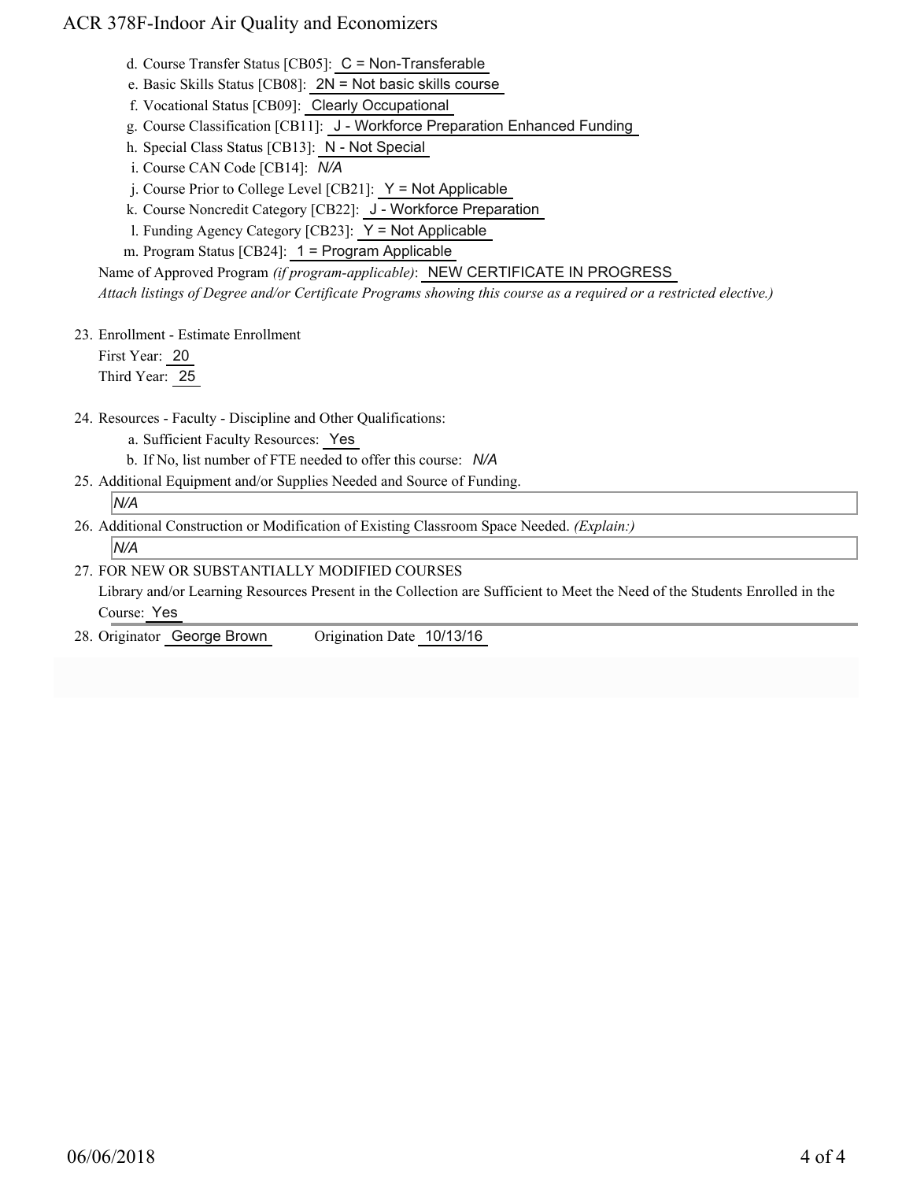d. Course Transfer Status [CB05]: C = Non-Transferable
e. Basic Skills Status [CB08]: 2N = Not basic skills course
f. Vocational Status [CB09]: Clearly Occupational
g. Course Classification [CB11]: J - Workforce Preparation Enhanced Funding
h. Special Class Status [CB13]: N - Not Special
i. Course CAN Code [CB14]: *N/A*
j. Course Prior to College Level [CB21]: Y = Not Applicable
k. Course Noncredit Category [CB22]: J - Workforce Preparation
l. Funding Agency Category [CB23]: Y = Not Applicable
m. Program Status [CB24]: 1 = Program Applicable

Name of Approved Program *(if program-applicable)*: NEW CERTIFICATE IN PROGRESS

*Attach listings of Degree and/or Certificate Programs showing this course as a required or a restricted elective.)*

23. Enrollment - Estimate Enrollment

    First Year: 20

    Third Year: 25

24. Resources - Faculty - Discipline and Other Qualifications:

    a. Sufficient Faculty Resources: Yes

    b. If No, list number of FTE needed to offer this course: *N/A*

25. Additional Equipment and/or Supplies Needed and Source of Funding.

    *N/A*

26. Additional Construction or Modification of Existing Classroom Space Needed. *(Explain:)*

    *N/A*

27. FOR NEW OR SUBSTANTIALLY MODIFIED COURSES

    Library and/or Learning Resources Present in the Collection are Sufficient to Meet the Need of the Students Enrolled in the Course: Yes

28. Originator George Brown    Origination Date 10/13/16